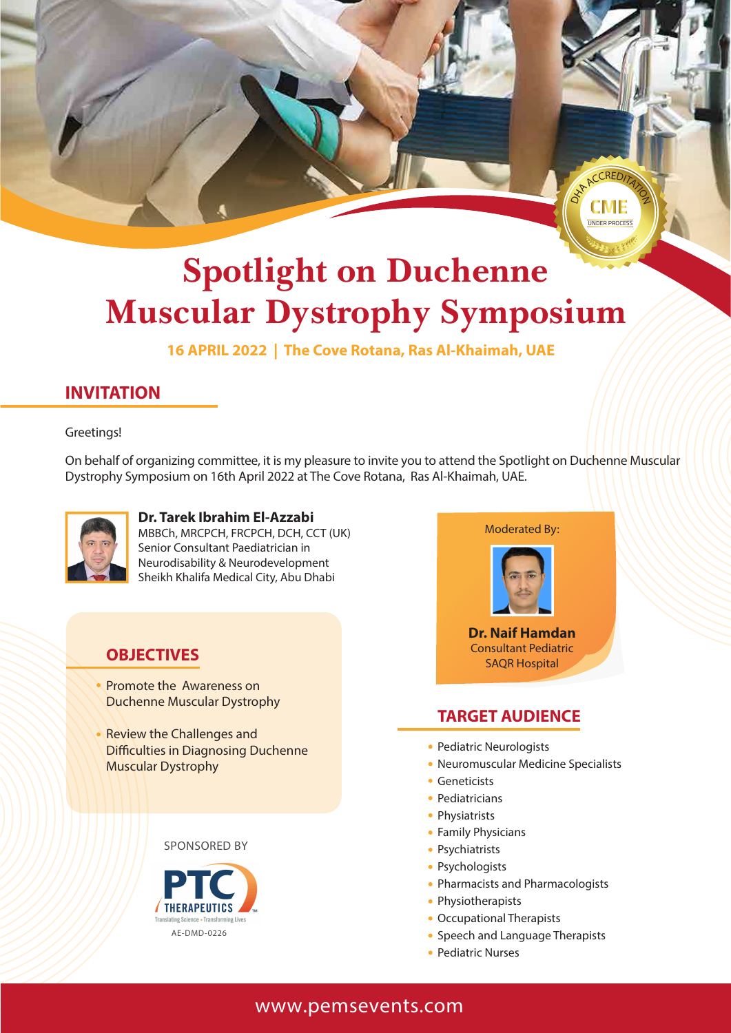DHA ACCREDITATION CME UNDER PROCESS

# Spotlight on Duchenne Muscular Dystrophy Symposium

**16 APRIL 2022 | The Cove Rotana, Ras Al-Khaimah, UAE**

## INVITATION

Greetings!

On behalf of organizing committee, it is my pleasure to invite you to attend the Spotlight on Duchenne Muscular Dystrophy Symposium on 16th April 2022 at The Cove Rotana, Ras Al-Khaimah, UAE.

**Dr. Tarek Ibrahim El-Azzabi**
MBBCh, MRCPCH, FRCPCH, DCH, CCT (UK)
Senior Consultant Paediatrician in Neurodisability & Neurodevelopment
Sheikh Khalifa Medical City, Abu Dhabi

Moderated By:

**Dr. Naif Hamdan**
Consultant Pediatric
SAQR Hospital

## OBJECTIVES

- Promote the Awareness on Duchenne Muscular Dystrophy
- Review the Challenges and Difficulties in Diagnosing Duchenne Muscular Dystrophy

## TARGET AUDIENCE

- Pediatric Neurologists
- Neuromuscular Medicine Specialists
- Geneticists
- Pediatricians
- Physiatrists
- Family Physicians
- Psychiatrists
- Psychologists
- Pharmacists and Pharmacologists
- Physiotherapists
- Occupational Therapists
- Speech and Language Therapists
- Pediatric Nurses

SPONSORED BY

PTC THERAPEUTICS
Translating Science • Transforming Lives

AE-DMD-0226

www.pemsevents.com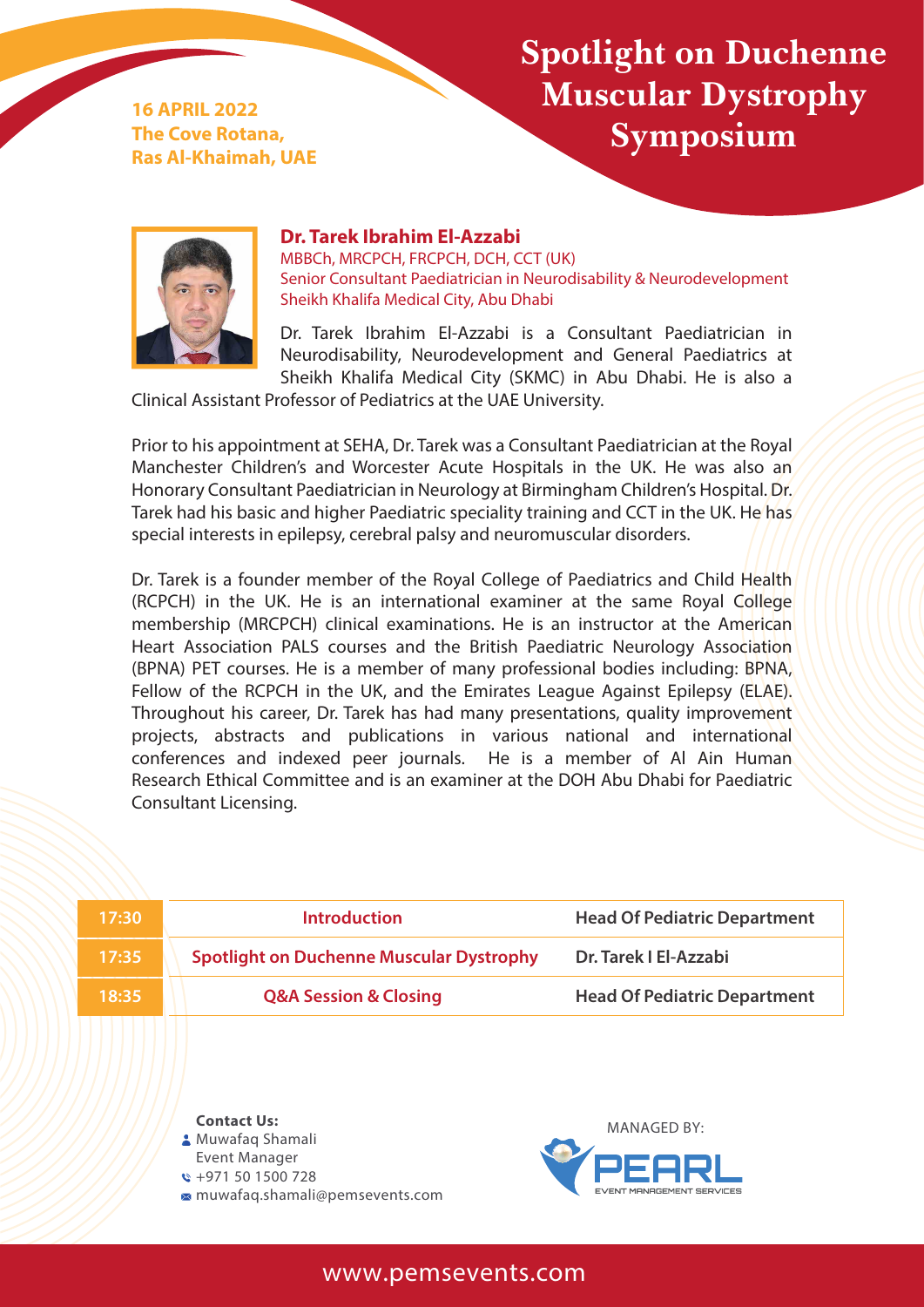# Spotlight on Duchenne Muscular Dystrophy Symposium

**16 APRIL 2022**
**The Cove Rotana,**
**Ras Al-Khaimah, UAE**

## Dr. Tarek Ibrahim El-Azzabi

MBBCh, MRCPCH, FRCPCH, DCH, CCT (UK)
Senior Consultant Paediatrician in Neurodisability & Neurodevelopment
Sheikh Khalifa Medical City, Abu Dhabi

Dr. Tarek Ibrahim El-Azzabi is a Consultant Paediatrician in Neurodisability, Neurodevelopment and General Paediatrics at Sheikh Khalifa Medical City (SKMC) in Abu Dhabi. He is also a Clinical Assistant Professor of Pediatrics at the UAE University.

Prior to his appointment at SEHA, Dr. Tarek was a Consultant Paediatrician at the Royal Manchester Children's and Worcester Acute Hospitals in the UK. He was also an Honorary Consultant Paediatrician in Neurology at Birmingham Children's Hospital. Dr. Tarek had his basic and higher Paediatric speciality training and CCT in the UK. He has special interests in epilepsy, cerebral palsy and neuromuscular disorders.

Dr. Tarek is a founder member of the Royal College of Paediatrics and Child Health (RCPCH) in the UK. He is an international examiner at the same Royal College membership (MRCPCH) clinical examinations. He is an instructor at the American Heart Association PALS courses and the British Paediatric Neurology Association (BPNA) PET courses. He is a member of many professional bodies including: BPNA, Fellow of the RCPCH in the UK, and the Emirates League Against Epilepsy (ELAE). Throughout his career, Dr. Tarek has had many presentations, quality improvement projects, abstracts and publications in various national and international conferences and indexed peer journals. He is a member of Al Ain Human Research Ethical Committee and is an examiner at the DOH Abu Dhabi for Paediatric Consultant Licensing.

| | | |
|---|---|---|
| 17:30 | Introduction | Head Of Pediatric Department |
| 17:35 | Spotlight on Duchenne Muscular Dystrophy | Dr. Tarek I El-Azzabi |
| 18:35 | Q&A Session & Closing | Head Of Pediatric Department |

**Contact Us:**
Muwafaq Shamali
Event Manager
+971 50 1500 728
muwafaq.shamali@pemsevents.com

MANAGED BY:
PEARL
EVENT MANAGEMENT SERVICES

www.pemsevents.com